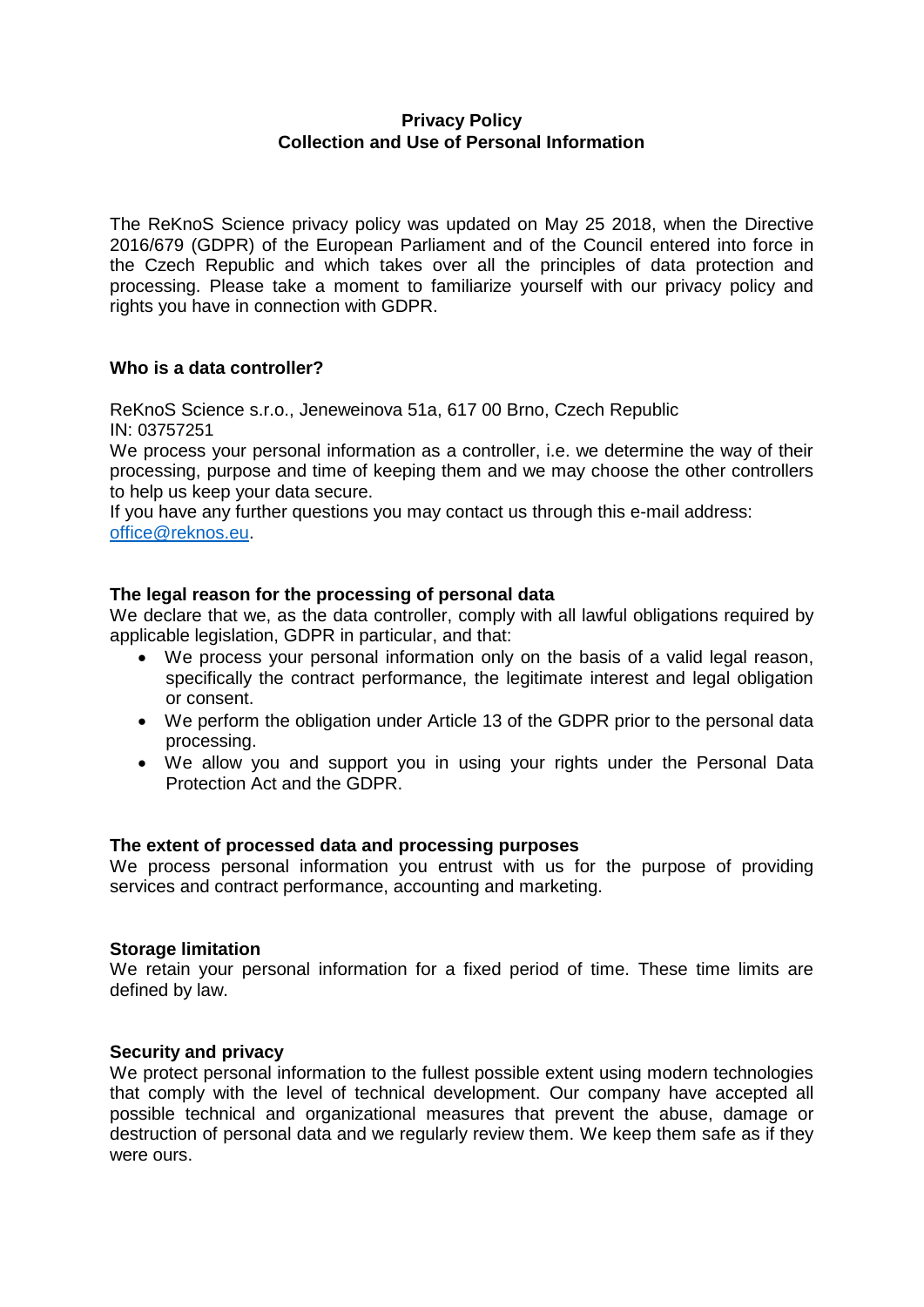# Privacy Policy
## Collection and Use of Personal Information

The ReKnoS Science privacy policy was updated on May 25 2018, when the Directive 2016/679 (GDPR) of the European Parliament and of the Council entered into force in the Czech Republic and which takes over all the principles of data protection and processing. Please take a moment to familiarize yourself with our privacy policy and rights you have in connection with GDPR.

### Who is a data controller?

ReKnoS Science s.r.o., Jeneweinova 51a, 617 00 Brno, Czech Republic
IN: 03757251
We process your personal information as a controller, i.e. we determine the way of their processing, purpose and time of keeping them and we may choose the other controllers to help us keep your data secure.
If you have any further questions you may contact us through this e-mail address: office@reknos.eu.

### The legal reason for the processing of personal data

We declare that we, as the data controller, comply with all lawful obligations required by applicable legislation, GDPR in particular, and that:

- We process your personal information only on the basis of a valid legal reason, specifically the contract performance, the legitimate interest and legal obligation or consent.
- We perform the obligation under Article 13 of the GDPR prior to the personal data processing.
- We allow you and support you in using your rights under the Personal Data Protection Act and the GDPR.

### The extent of processed data and processing purposes

We process personal information you entrust with us for the purpose of providing services and contract performance, accounting and marketing.

### Storage limitation

We retain your personal information for a fixed period of time. These time limits are defined by law.

### Security and privacy

We protect personal information to the fullest possible extent using modern technologies that comply with the level of technical development. Our company have accepted all possible technical and organizational measures that prevent the abuse, damage or destruction of personal data and we regularly review them. We keep them safe as if they were ours.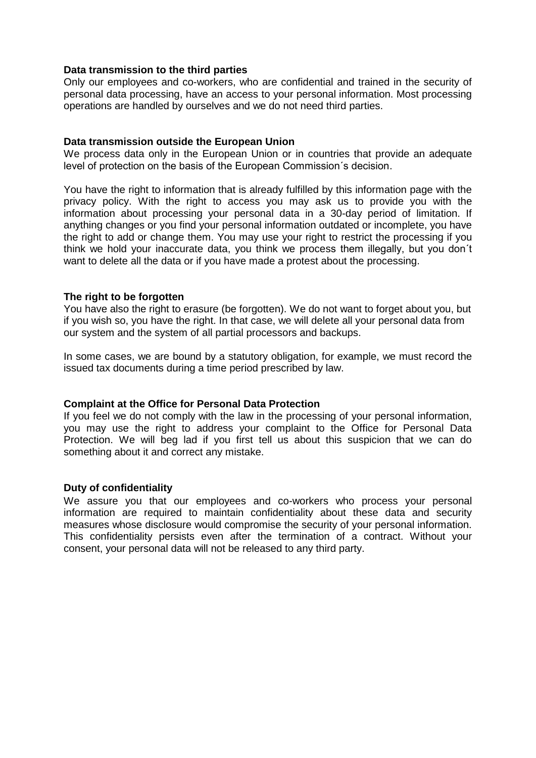**Data transmission to the third parties**

Only our employees and co-workers, who are confidential and trained in the security of personal data processing, have an access to your personal information. Most processing operations are handled by ourselves and we do not need third parties.

**Data transmission outside the European Union**

We process data only in the European Union or in countries that provide an adequate level of protection on the basis of the European Commission´s decision.

You have the right to information that is already fulfilled by this information page with the privacy policy. With the right to access you may ask us to provide you with the information about processing your personal data in a 30-day period of limitation. If anything changes or you find your personal information outdated or incomplete, you have the right to add or change them. You may use your right to restrict the processing if you think we hold your inaccurate data, you think we process them illegally, but you don´t want to delete all the data or if you have made a protest about the processing.

**The right to be forgotten**

You have also the right to erasure (be forgotten). We do not want to forget about you, but if you wish so, you have the right. In that case, we will delete all your personal data from our system and the system of all partial processors and backups.

In some cases, we are bound by a statutory obligation, for example, we must record the issued tax documents during a time period prescribed by law.

**Complaint at the Office for Personal Data Protection**

If you feel we do not comply with the law in the processing of your personal information, you may use the right to address your complaint to the Office for Personal Data Protection. We will beg lad if you first tell us about this suspicion that we can do something about it and correct any mistake.

**Duty of confidentiality**

We assure you that our employees and co-workers who process your personal information are required to maintain confidentiality about these data and security measures whose disclosure would compromise the security of your personal information. This confidentiality persists even after the termination of a contract. Without your consent, your personal data will not be released to any third party.